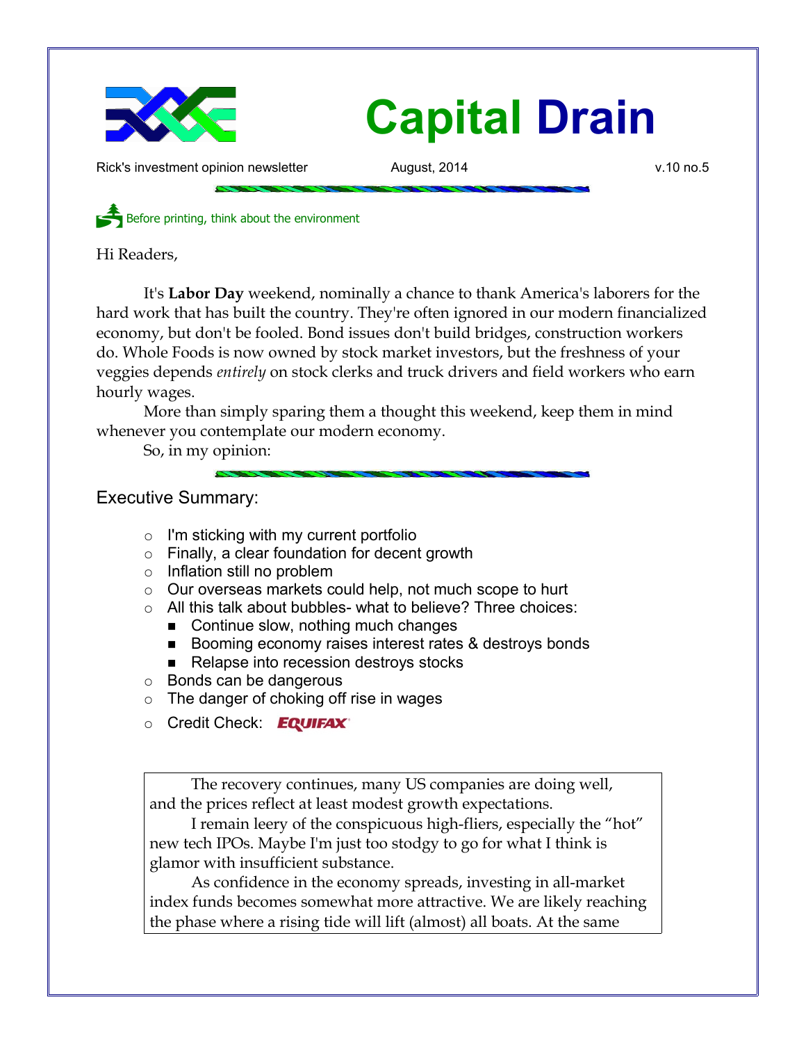# Capital Drain

Rick's investment opinion newsletter August, 2014 v.10 no.5

Before printing, think about the environment

Hi Readers,

It's **Labor Day** weekend, nominally a chance to thank America's laborers for the hard work that has built the country. They're often ignored in our modern financialized economy, but don't be fooled. Bond issues don't build bridges, construction workers do. Whole Foods is now owned by stock market investors, but the freshness of your veggies depends *entirely* on stock clerks and truck drivers and field workers who earn hourly wages.

More than simply sparing them a thought this weekend, keep them in mind whenever you contemplate our modern economy.

So, in my opinion:

## Executive Summary:

- I'm sticking with my current portfolio
- Finally, a clear foundation for decent growth
- Inflation still no problem
- Our overseas markets could help, not much scope to hurt
- All this talk about bubbles- what to believe? Three choices:
  - Continue slow, nothing much changes
  - Booming economy raises interest rates & destroys bonds
  - Relapse into recession destroys stocks
- Bonds can be dangerous
- The danger of choking off rise in wages
- Credit Check: EQUIFAX

The recovery continues, many US companies are doing well, and the prices reflect at least modest growth expectations.

I remain leery of the conspicuous high-fliers, especially the "hot" new tech IPOs. Maybe I'm just too stodgy to go for what I think is glamor with insufficient substance.

As confidence in the economy spreads, investing in all-market index funds becomes somewhat more attractive. We are likely reaching the phase where a rising tide will lift (almost) all boats. At the same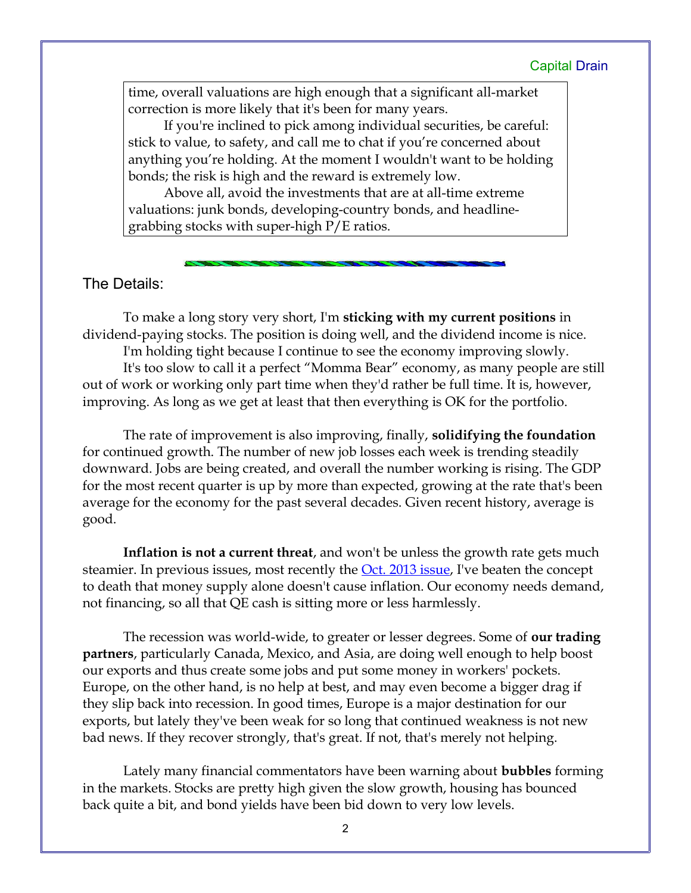time, overall valuations are high enough that a significant all-market correction is more likely that it's been for many years.

If you're inclined to pick among individual securities, be careful: stick to value, to safety, and call me to chat if you're concerned about anything you're holding. At the moment I wouldn't want to be holding bonds; the risk is high and the reward is extremely low.

Above all, avoid the investments that are at all-time extreme valuations: junk bonds, developing-country bonds, and headline-grabbing stocks with super-high P/E ratios.

## The Details:

To make a long story very short, I'm **sticking with my current positions** in dividend-paying stocks. The position is doing well, and the dividend income is nice.

I'm holding tight because I continue to see the economy improving slowly.

It's too slow to call it a perfect "Momma Bear" economy, as many people are still out of work or working only part time when they'd rather be full time. It is, however, improving. As long as we get at least that then everything is OK for the portfolio.

The rate of improvement is also improving, finally, **solidifying the foundation** for continued growth. The number of new job losses each week is trending steadily downward. Jobs are being created, and overall the number working is rising. The GDP for the most recent quarter is up by more than expected, growing at the rate that's been average for the economy for the past several decades. Given recent history, average is good.

**Inflation is not a current threat**, and won't be unless the growth rate gets much steamier. In previous issues, most recently the Oct. 2013 issue, I've beaten the concept to death that money supply alone doesn't cause inflation. Our economy needs demand, not financing, so all that QE cash is sitting more or less harmlessly.

The recession was world-wide, to greater or lesser degrees. Some of **our trading partners**, particularly Canada, Mexico, and Asia, are doing well enough to help boost our exports and thus create some jobs and put some money in workers' pockets. Europe, on the other hand, is no help at best, and may even become a bigger drag if they slip back into recession. In good times, Europe is a major destination for our exports, but lately they've been weak for so long that continued weakness is not new bad news. If they recover strongly, that's great. If not, that's merely not helping.

Lately many financial commentators have been warning about **bubbles** forming in the markets. Stocks are pretty high given the slow growth, housing has bounced back quite a bit, and bond yields have been bid down to very low levels.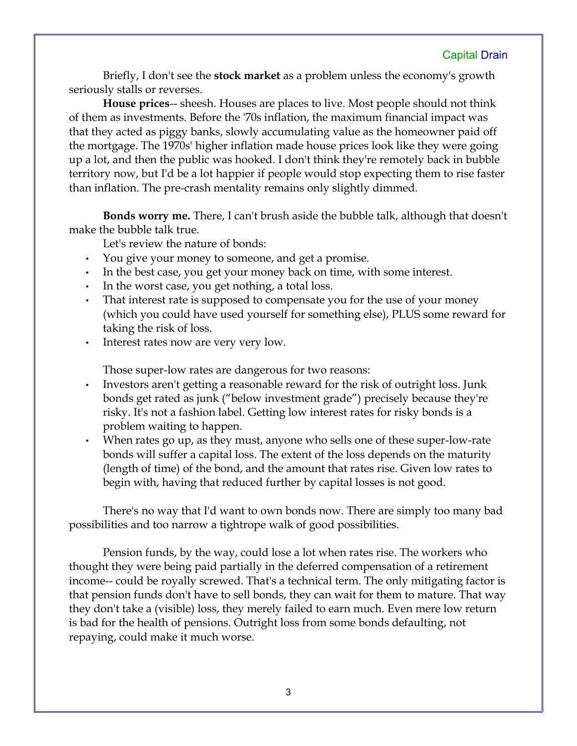Briefly, I don't see the **stock market** as a problem unless the economy's growth seriously stalls or reverses.

**House prices**-- sheesh. Houses are places to live. Most people should not think of them as investments. Before the '70s inflation, the maximum financial impact was that they acted as piggy banks, slowly accumulating value as the homeowner paid off the mortgage. The 1970s' higher inflation made house prices look like they were going up a lot, and then the public was hooked. I don't think they're remotely back in bubble territory now, but I'd be a lot happier if people would stop expecting them to rise faster than inflation. The pre-crash mentality remains only slightly dimmed.

**Bonds worry me.** There, I can't brush aside the bubble talk, although that doesn't make the bubble talk true.

Let's review the nature of bonds:

- You give your money to someone, and get a promise.
- In the best case, you get your money back on time, with some interest.
- In the worst case, you get nothing, a total loss.
- That interest rate is supposed to compensate you for the use of your money (which you could have used yourself for something else), PLUS some reward for taking the risk of loss.
- Interest rates now are very very low.

Those super-low rates are dangerous for two reasons:

- Investors aren't getting a reasonable reward for the risk of outright loss. Junk bonds get rated as junk ("below investment grade") precisely because they're risky. It's not a fashion label. Getting low interest rates for risky bonds is a problem waiting to happen.
- When rates go up, as they must, anyone who sells one of these super-low-rate bonds will suffer a capital loss. The extent of the loss depends on the maturity (length of time) of the bond, and the amount that rates rise. Given low rates to begin with, having that reduced further by capital losses is not good.

There's no way that I'd want to own bonds now. There are simply too many bad possibilities and too narrow a tightrope walk of good possibilities.

Pension funds, by the way, could lose a lot when rates rise. The workers who thought they were being paid partially in the deferred compensation of a retirement income-- could be royally screwed. That's a technical term. The only mitigating factor is that pension funds don't have to sell bonds, they can wait for them to mature. That way they don't take a (visible) loss, they merely failed to earn much. Even mere low return is bad for the health of pensions. Outright loss from some bonds defaulting, not repaying, could make it much worse.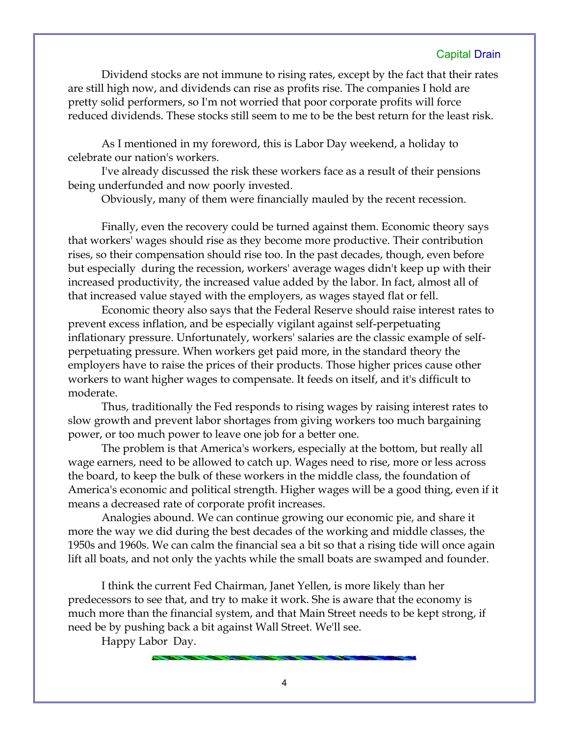Dividend stocks are not immune to rising rates, except by the fact that their rates are still high now, and dividends can rise as profits rise. The companies I hold are pretty solid performers, so I'm not worried that poor corporate profits will force reduced dividends. These stocks still seem to me to be the best return for the least risk.

As I mentioned in my foreword, this is Labor Day weekend, a holiday to celebrate our nation's workers.

I've already discussed the risk these workers face as a result of their pensions being underfunded and now poorly invested.

Obviously, many of them were financially mauled by the recent recession.

Finally, even the recovery could be turned against them. Economic theory says that workers' wages should rise as they become more productive. Their contribution rises, so their compensation should rise too. In the past decades, though, even before but especially during the recession, workers' average wages didn't keep up with their increased productivity, the increased value added by the labor. In fact, almost all of that increased value stayed with the employers, as wages stayed flat or fell.

Economic theory also says that the Federal Reserve should raise interest rates to prevent excess inflation, and be especially vigilant against self-perpetuating inflationary pressure. Unfortunately, workers' salaries are the classic example of self-perpetuating pressure. When workers get paid more, in the standard theory the employers have to raise the prices of their products. Those higher prices cause other workers to want higher wages to compensate. It feeds on itself, and it's difficult to moderate.

Thus, traditionally the Fed responds to rising wages by raising interest rates to slow growth and prevent labor shortages from giving workers too much bargaining power, or too much power to leave one job for a better one.

The problem is that America's workers, especially at the bottom, but really all wage earners, need to be allowed to catch up. Wages need to rise, more or less across the board, to keep the bulk of these workers in the middle class, the foundation of America's economic and political strength. Higher wages will be a good thing, even if it means a decreased rate of corporate profit increases.

Analogies abound. We can continue growing our economic pie, and share it more the way we did during the best decades of the working and middle classes, the 1950s and 1960s. We can calm the financial sea a bit so that a rising tide will once again lift all boats, and not only the yachts while the small boats are swamped and founder.

I think the current Fed Chairman, Janet Yellen, is more likely than her predecessors to see that, and try to make it work. She is aware that the economy is much more than the financial system, and that Main Street needs to be kept strong, if need be by pushing back a bit against Wall Street. We'll see.

Happy Labor Day.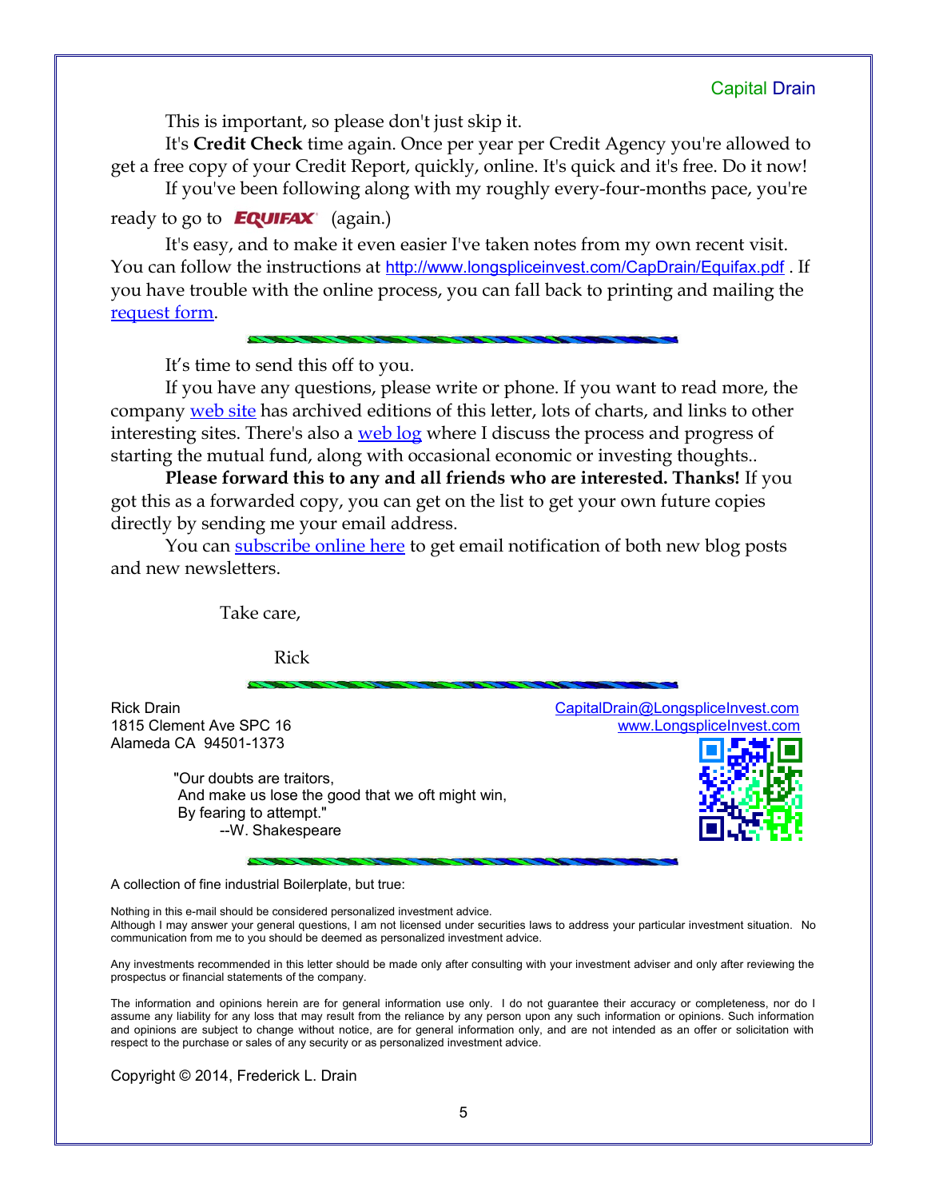This is important, so please don't just skip it.

It's **Credit Check** time again. Once per year per Credit Agency you're allowed to get a free copy of your Credit Report, quickly, online. It's quick and it's free. Do it now!

If you've been following along with my roughly every-four-months pace, you're ready to go to EQUIFAX (again.)

It's easy, and to make it even easier I've taken notes from my own recent visit. You can follow the instructions at http://www.longspliceinvest.com/CapDrain/Equifax.pdf . If you have trouble with the online process, you can fall back to printing and mailing the request form.

---

It's time to send this off to you.

If you have any questions, please write or phone. If you want to read more, the company web site has archived editions of this letter, lots of charts, and links to other interesting sites. There's also a web log where I discuss the process and progress of starting the mutual fund, along with occasional economic or investing thoughts..

**Please forward this to any and all friends who are interested. Thanks!** If you got this as a forwarded copy, you can get on the list to get your own future copies directly by sending me your email address.

You can subscribe online here to get email notification of both new blog posts and new newsletters.

Take care,

Rick

---

Rick Drain
1815 Clement Ave SPC 16
Alameda CA 94501-1373

CapitalDrain@LongspliceInvest.com
www.LongspliceInvest.com

"Our doubts are traitors,
And make us lose the good that we oft might win,
By fearing to attempt."
--W. Shakespeare

---

A collection of fine industrial Boilerplate, but true:

Nothing in this e-mail should be considered personalized investment advice.
Although I may answer your general questions, I am not licensed under securities laws to address your particular investment situation. No communication from me to you should be deemed as personalized investment advice.

Any investments recommended in this letter should be made only after consulting with your investment adviser and only after reviewing the prospectus or financial statements of the company.

The information and opinions herein are for general information use only. I do not guarantee their accuracy or completeness, nor do I assume any liability for any loss that may result from the reliance by any person upon any such information or opinions. Such information and opinions are subject to change without notice, are for general information only, and are not intended as an offer or solicitation with respect to the purchase or sales of any security or as personalized investment advice.

Copyright © 2014, Frederick L. Drain